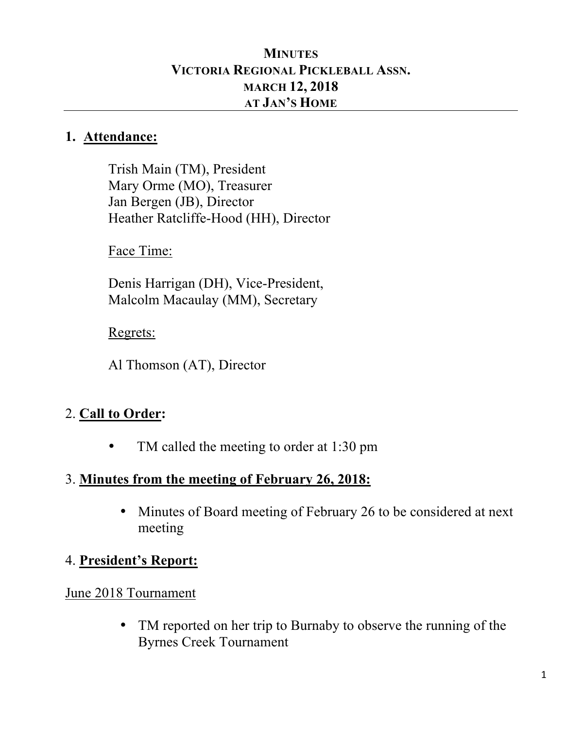# MINUTES
# VICTORIA REGIONAL PICKLEBALL ASSN.
# MARCH 12, 2018
# AT JAN'S HOME

## 1. Attendance:

Trish Main (TM), President
Mary Orme (MO), Treasurer
Jan Bergen (JB), Director
Heather Ratcliffe-Hood (HH), Director

Face Time:

Denis Harrigan (DH), Vice-President,
Malcolm Macaulay (MM), Secretary

Regrets:

Al Thomson (AT), Director

## 2. Call to Order:

- TM called the meeting to order at 1:30 pm

## 3. Minutes from the meeting of February 26, 2018:

- Minutes of Board meeting of February 26 to be considered at next meeting

## 4. President's Report:

June 2018 Tournament

- TM reported on her trip to Burnaby to observe the running of the Byrnes Creek Tournament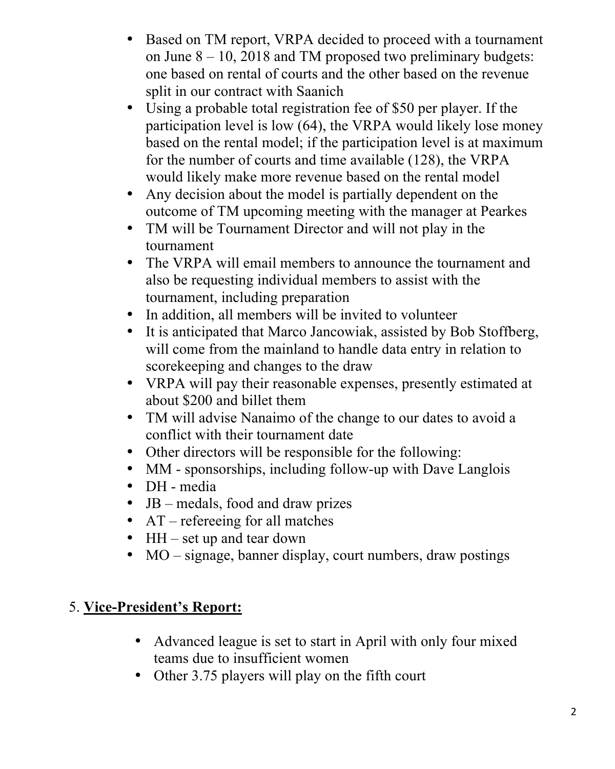- Based on TM report, VRPA decided to proceed with a tournament on June 8 – 10, 2018 and TM proposed two preliminary budgets: one based on rental of courts and the other based on the revenue split in our contract with Saanich
- Using a probable total registration fee of $50 per player. If the participation level is low (64), the VRPA would likely lose money based on the rental model; if the participation level is at maximum for the number of courts and time available (128), the VRPA would likely make more revenue based on the rental model
- Any decision about the model is partially dependent on the outcome of TM upcoming meeting with the manager at Pearkes
- TM will be Tournament Director and will not play in the tournament
- The VRPA will email members to announce the tournament and also be requesting individual members to assist with the tournament, including preparation
- In addition, all members will be invited to volunteer
- It is anticipated that Marco Jancowiak, assisted by Bob Stoffberg, will come from the mainland to handle data entry in relation to scorekeeping and changes to the draw
- VRPA will pay their reasonable expenses, presently estimated at about $200 and billet them
- TM will advise Nanaimo of the change to our dates to avoid a conflict with their tournament date
- Other directors will be responsible for the following:
- MM - sponsorships, including follow-up with Dave Langlois
- DH - media
- JB – medals, food and draw prizes
- AT – refereeing for all matches
- HH – set up and tear down
- MO – signage, banner display, court numbers, draw postings

5. **<u>Vice-President's Report:</u>**

- Advanced league is set to start in April with only four mixed teams due to insufficient women
- Other 3.75 players will play on the fifth court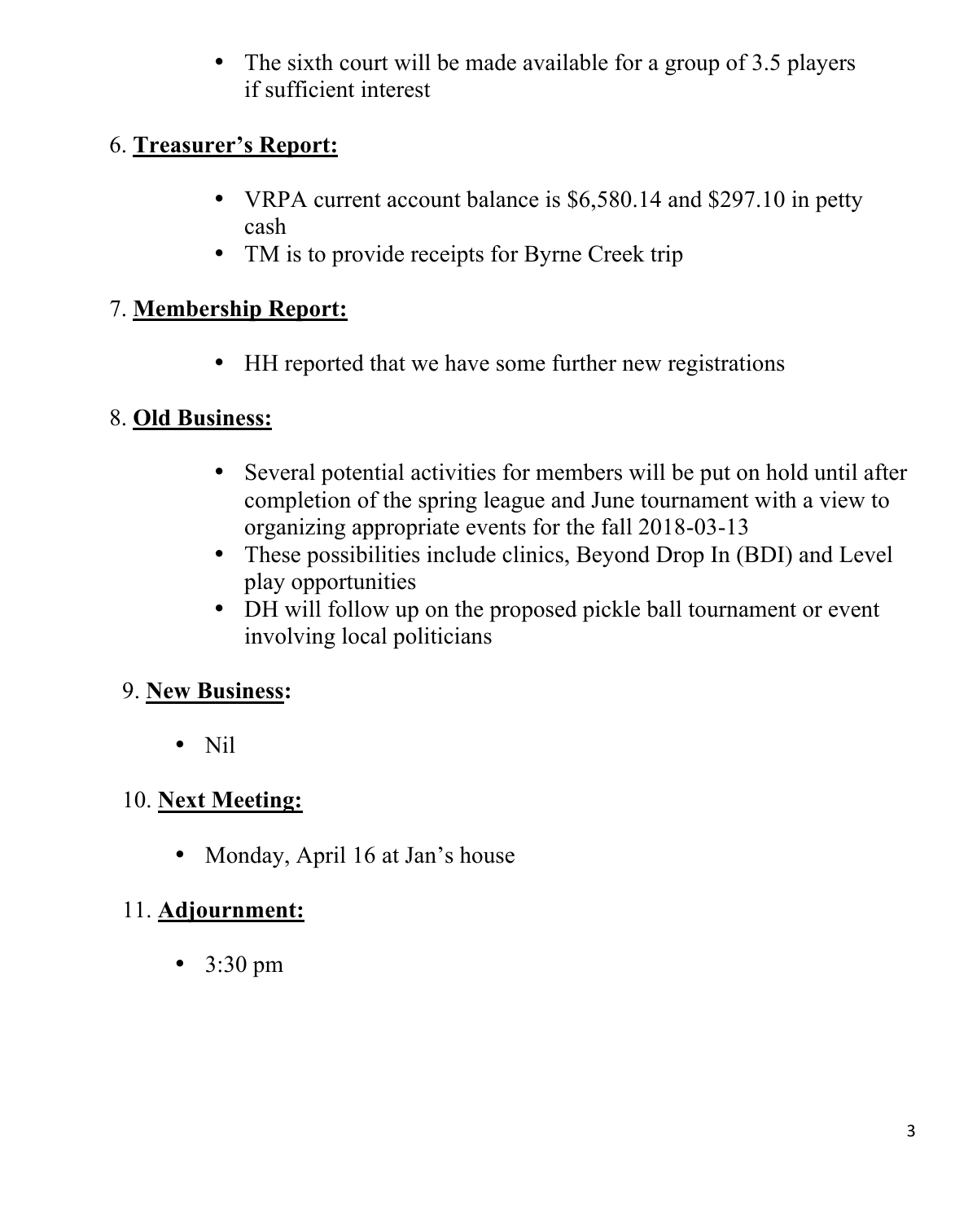- The sixth court will be made available for a group of 3.5 players if sufficient interest

6. **Treasurer's Report:**

- VRPA current account balance is $6,580.14 and $297.10 in petty cash
- TM is to provide receipts for Byrne Creek trip

7. **Membership Report:**

- HH reported that we have some further new registrations

8. **Old Business:**

- Several potential activities for members will be put on hold until after completion of the spring league and June tournament with a view to organizing appropriate events for the fall 2018-03-13
- These possibilities include clinics, Beyond Drop In (BDI) and Level play opportunities
- DH will follow up on the proposed pickle ball tournament or event involving local politicians

9. **New Business:**

- Nil

10. **Next Meeting:**

- Monday, April 16 at Jan's house

11. **Adjournment:**

- 3:30 pm